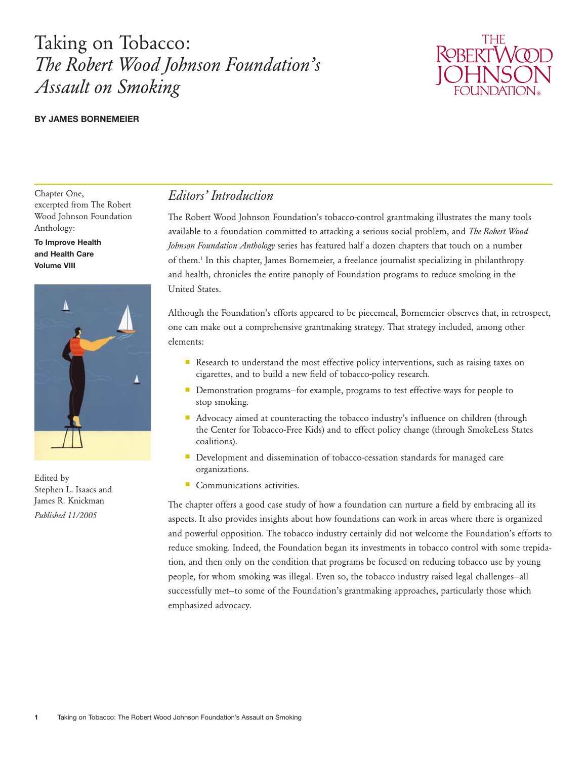# Taking on Tobacco: *The Robert Wood Johnson Foundation's Assault on Smoking*

**BY JAMES BORNEMEIER**

Chapter One, excerpted from The Robert Wood Johnson Foundation Anthology:

**To Improve Health and Health Care Volume VIII**

Edited by Stephen L. Isaacs and James R. Knickman

*Published 11/2005*

## *Editors' Introduction*

The Robert Wood Johnson Foundation's tobacco-control grantmaking illustrates the many tools available to a foundation committed to attacking a serious social problem, and *The Robert Wood Johnson Foundation Anthology* series has featured half a dozen chapters that touch on a number of them.[1] In this chapter, James Bornemeier, a freelance journalist specializing in philanthropy and health, chronicles the entire panoply of Foundation programs to reduce smoking in the United States.

Although the Foundation's efforts appeared to be piecemeal, Bornemeier observes that, in retrospect, one can make out a comprehensive grantmaking strategy. That strategy included, among other elements:

- Research to understand the most effective policy interventions, such as raising taxes on cigarettes, and to build a new field of tobacco-policy research.
- Demonstration programs—for example, programs to test effective ways for people to stop smoking.
- Advocacy aimed at counteracting the tobacco industry's influence on children (through the Center for Tobacco-Free Kids) and to effect policy change (through SmokeLess States coalitions).
- Development and dissemination of tobacco-cessation standards for managed care organizations.
- Communications activities.

The chapter offers a good case study of how a foundation can nurture a field by embracing all its aspects. It also provides insights about how foundations can work in areas where there is organized and powerful opposition. The tobacco industry certainly did not welcome the Foundation's efforts to reduce smoking. Indeed, the Foundation began its investments in tobacco control with some trepidation, and then only on the condition that programs be focused on reducing tobacco use by young people, for whom smoking was illegal. Even so, the tobacco industry raised legal challenges—all successfully met—to some of the Foundation's grantmaking approaches, particularly those which emphasized advocacy.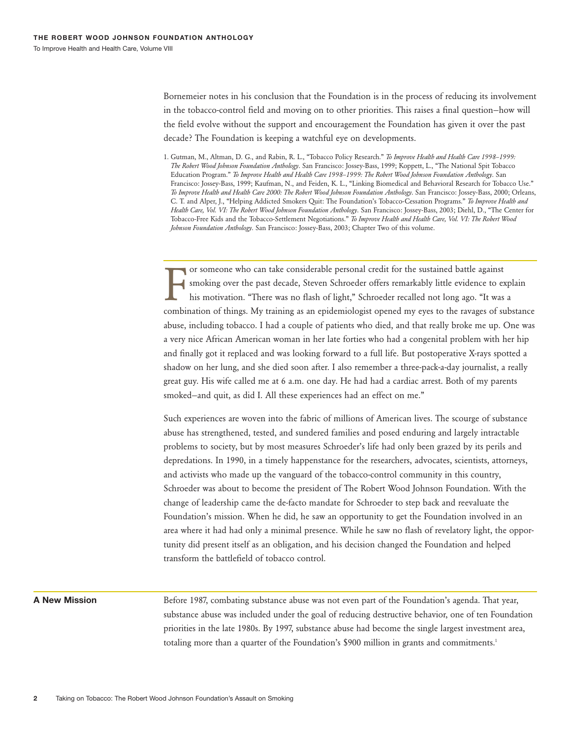Bornemeier notes in his conclusion that the Foundation is in the process of reducing its involvement in the tobacco-control field and moving on to other priorities. This raises a final question—how will the field evolve without the support and encouragement the Foundation has given it over the past decade? The Foundation is keeping a watchful eye on developments.

1. Gutman, M., Altman, D. G., and Rabin, R. L., "Tobacco Policy Research." *To Improve Health and Health Care 1998–1999: The Robert Wood Johnson Foundation Anthology*. San Francisco: Jossey-Bass, 1999; Koppett, L., "The National Spit Tobacco Education Program." *To Improve Health and Health Care 1998–1999: The Robert Wood Johnson Foundation Anthology*. San Francisco: Jossey-Bass, 1999; Kaufman, N., and Feiden, K. L., "Linking Biomedical and Behavioral Research for Tobacco Use." *To Improve Health and Health Care 2000: The Robert Wood Johnson Foundation Anthology*. San Francisco: Jossey-Bass, 2000; Orleans, C. T. and Alper, J., "Helping Addicted Smokers Quit: The Foundation's Tobacco-Cessation Programs." *To Improve Health and Health Care, Vol. VI: The Robert Wood Johnson Foundation Anthology*. San Francisco: Jossey-Bass, 2003; Diehl, D., "The Center for Tobacco-Free Kids and the Tobacco-Settlement Negotiations." *To Improve Health and Health Care, Vol. VI: The Robert Wood Johnson Foundation Anthology*. San Francisco: Jossey-Bass, 2003; Chapter Two of this volume.

For someone who can take considerable personal credit for the sustained battle against smoking over the past decade, Steven Schroeder offers remarkably little evidence to explain his motivation. "There was no flash of light," Schroeder recalled not long ago. "It was a combination of things. My training as an epidemiologist opened my eyes to the ravages of substance abuse, including tobacco. I had a couple of patients who died, and that really broke me up. One was a very nice African American woman in her late forties who had a congenital problem with her hip and finally got it replaced and was looking forward to a full life. But postoperative X-rays spotted a shadow on her lung, and she died soon after. I also remember a three-pack-a-day journalist, a really great guy. His wife called me at 6 a.m. one day. He had had a cardiac arrest. Both of my parents smoked—and quit, as did I. All these experiences had an effect on me."

Such experiences are woven into the fabric of millions of American lives. The scourge of substance abuse has strengthened, tested, and sundered families and posed enduring and largely intractable problems to society, but by most measures Schroeder's life had only been grazed by its perils and depredations. In 1990, in a timely happenstance for the researchers, advocates, scientists, attorneys, and activists who made up the vanguard of the tobacco-control community in this country, Schroeder was about to become the president of The Robert Wood Johnson Foundation. With the change of leadership came the de-facto mandate for Schroeder to step back and reevaluate the Foundation's mission. When he did, he saw an opportunity to get the Foundation involved in an area where it had had only a minimal presence. While he saw no flash of revelatory light, the opportunity did present itself as an obligation, and his decision changed the Foundation and helped transform the battlefield of tobacco control.

## A New Mission

Before 1987, combating substance abuse was not even part of the Foundation's agenda. That year, substance abuse was included under the goal of reducing destructive behavior, one of ten Foundation priorities in the late 1980s. By 1997, substance abuse had become the single largest investment area, totaling more than a quarter of the Foundation's $900 million in grants and commitments.[1]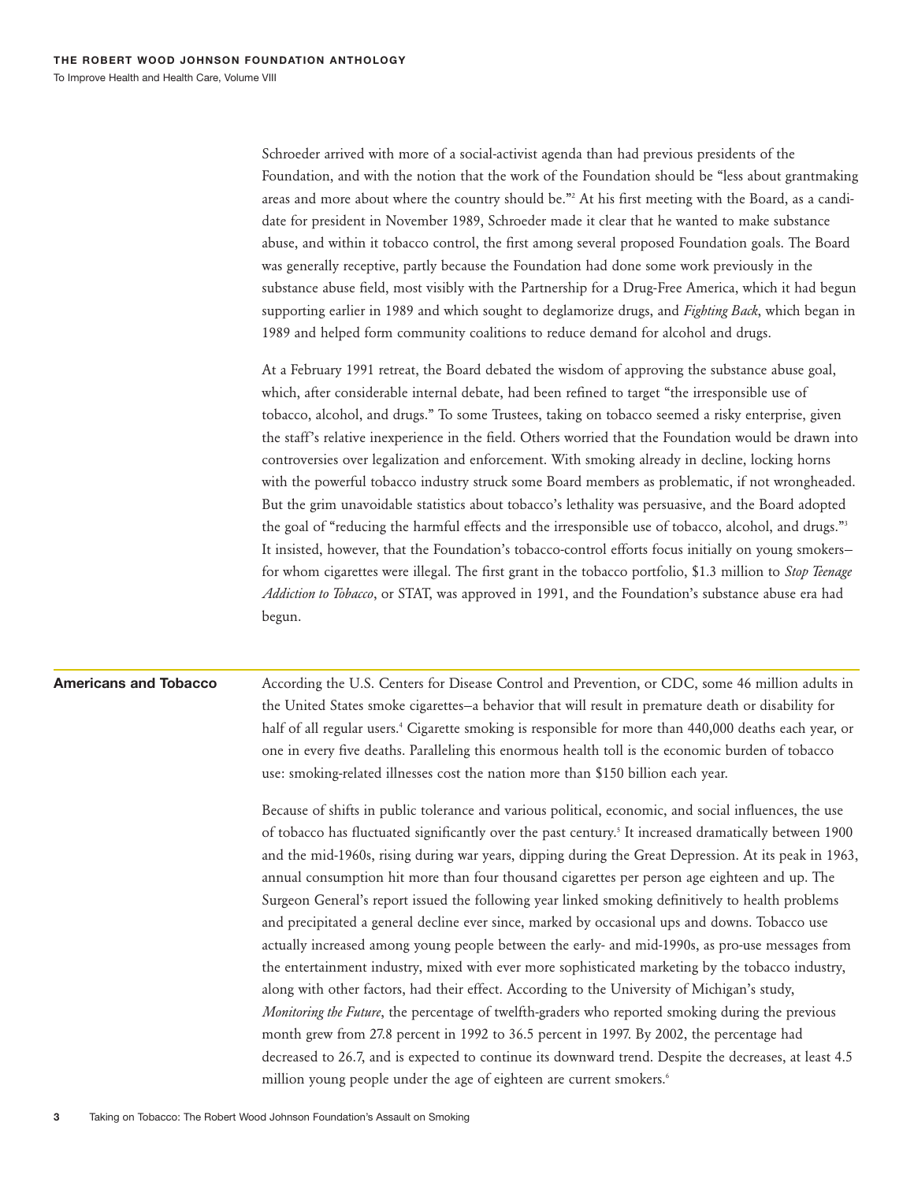Schroeder arrived with more of a social-activist agenda than had previous presidents of the Foundation, and with the notion that the work of the Foundation should be "less about grantmaking areas and more about where the country should be."[2] At his first meeting with the Board, as a candidate for president in November 1989, Schroeder made it clear that he wanted to make substance abuse, and within it tobacco control, the first among several proposed Foundation goals. The Board was generally receptive, partly because the Foundation had done some work previously in the substance abuse field, most visibly with the Partnership for a Drug-Free America, which it had begun supporting earlier in 1989 and which sought to deglamorize drugs, and *Fighting Back*, which began in 1989 and helped form community coalitions to reduce demand for alcohol and drugs.

At a February 1991 retreat, the Board debated the wisdom of approving the substance abuse goal, which, after considerable internal debate, had been refined to target "the irresponsible use of tobacco, alcohol, and drugs." To some Trustees, taking on tobacco seemed a risky enterprise, given the staff's relative inexperience in the field. Others worried that the Foundation would be drawn into controversies over legalization and enforcement. With smoking already in decline, locking horns with the powerful tobacco industry struck some Board members as problematic, if not wrongheaded. But the grim unavoidable statistics about tobacco's lethality was persuasive, and the Board adopted the goal of "reducing the harmful effects and the irresponsible use of tobacco, alcohol, and drugs."[3] It insisted, however, that the Foundation's tobacco-control efforts focus initially on young smokers–for whom cigarettes were illegal. The first grant in the tobacco portfolio, $1.3 million to *Stop Teenage Addiction to Tobacco*, or STAT, was approved in 1991, and the Foundation's substance abuse era had begun.

## Americans and Tobacco

According the U.S. Centers for Disease Control and Prevention, or CDC, some 46 million adults in the United States smoke cigarettes–a behavior that will result in premature death or disability for half of all regular users.[4] Cigarette smoking is responsible for more than 440,000 deaths each year, or one in every five deaths. Paralleling this enormous health toll is the economic burden of tobacco use: smoking-related illnesses cost the nation more than $150 billion each year.

Because of shifts in public tolerance and various political, economic, and social influences, the use of tobacco has fluctuated significantly over the past century.[5] It increased dramatically between 1900 and the mid-1960s, rising during war years, dipping during the Great Depression. At its peak in 1963, annual consumption hit more than four thousand cigarettes per person age eighteen and up. The Surgeon General's report issued the following year linked smoking definitively to health problems and precipitated a general decline ever since, marked by occasional ups and downs. Tobacco use actually increased among young people between the early- and mid-1990s, as pro-use messages from the entertainment industry, mixed with ever more sophisticated marketing by the tobacco industry, along with other factors, had their effect. According to the University of Michigan's study, *Monitoring the Future*, the percentage of twelfth-graders who reported smoking during the previous month grew from 27.8 percent in 1992 to 36.5 percent in 1997. By 2002, the percentage had decreased to 26.7, and is expected to continue its downward trend. Despite the decreases, at least 4.5 million young people under the age of eighteen are current smokers.[6]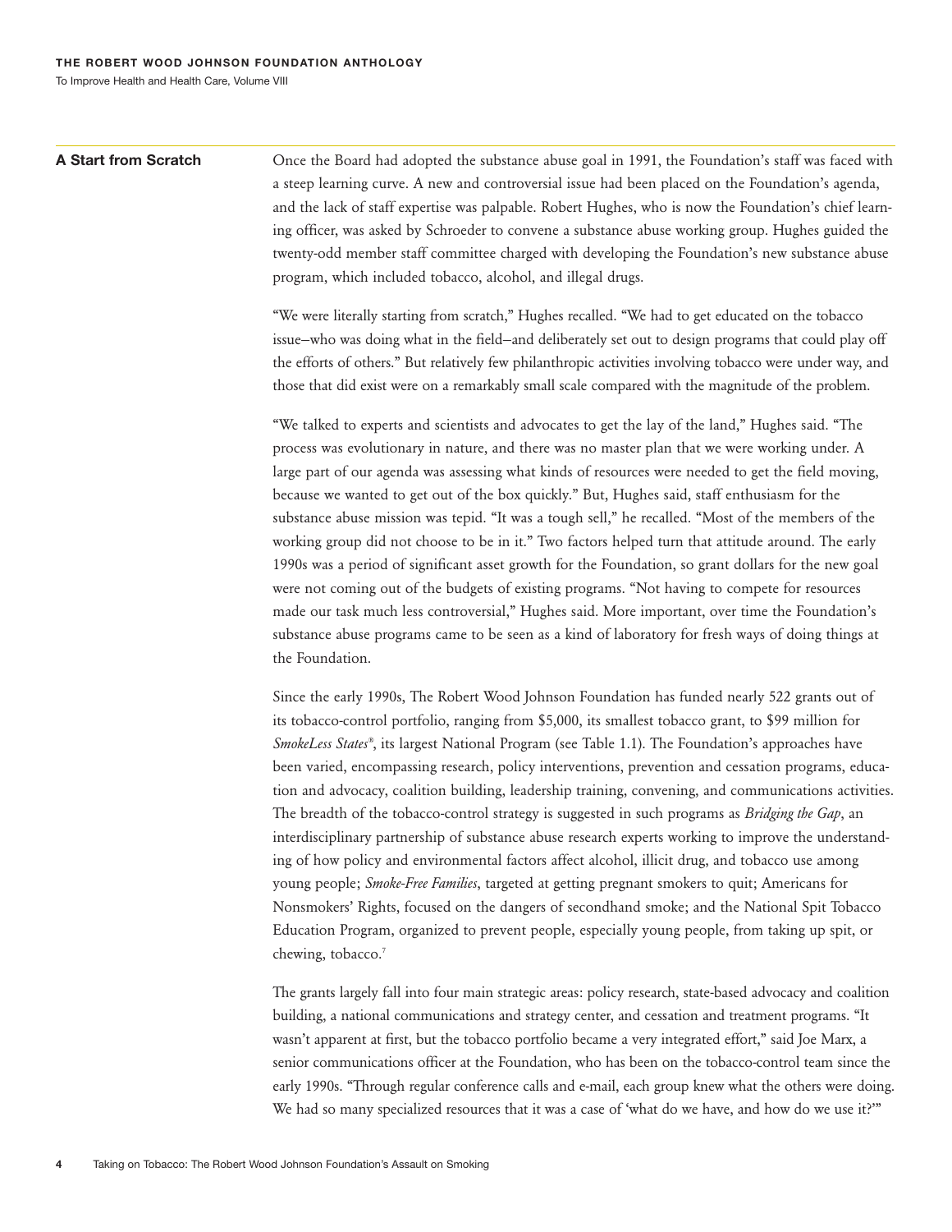## A Start from Scratch

Once the Board had adopted the substance abuse goal in 1991, the Foundation's staff was faced with a steep learning curve. A new and controversial issue had been placed on the Foundation's agenda, and the lack of staff expertise was palpable. Robert Hughes, who is now the Foundation's chief learning officer, was asked by Schroeder to convene a substance abuse working group. Hughes guided the twenty-odd member staff committee charged with developing the Foundation's new substance abuse program, which included tobacco, alcohol, and illegal drugs.

"We were literally starting from scratch," Hughes recalled. "We had to get educated on the tobacco issue–who was doing what in the field–and deliberately set out to design programs that could play off the efforts of others." But relatively few philanthropic activities involving tobacco were under way, and those that did exist were on a remarkably small scale compared with the magnitude of the problem.

"We talked to experts and scientists and advocates to get the lay of the land," Hughes said. "The process was evolutionary in nature, and there was no master plan that we were working under. A large part of our agenda was assessing what kinds of resources were needed to get the field moving, because we wanted to get out of the box quickly." But, Hughes said, staff enthusiasm for the substance abuse mission was tepid. "It was a tough sell," he recalled. "Most of the members of the working group did not choose to be in it." Two factors helped turn that attitude around. The early 1990s was a period of significant asset growth for the Foundation, so grant dollars for the new goal were not coming out of the budgets of existing programs. "Not having to compete for resources made our task much less controversial," Hughes said. More important, over time the Foundation's substance abuse programs came to be seen as a kind of laboratory for fresh ways of doing things at the Foundation.

Since the early 1990s, The Robert Wood Johnson Foundation has funded nearly 522 grants out of its tobacco-control portfolio, ranging from $5,000, its smallest tobacco grant, to $99 million for *SmokeLess States*®, its largest National Program (see Table 1.1). The Foundation's approaches have been varied, encompassing research, policy interventions, prevention and cessation programs, education and advocacy, coalition building, leadership training, convening, and communications activities. The breadth of the tobacco-control strategy is suggested in such programs as *Bridging the Gap*, an interdisciplinary partnership of substance abuse research experts working to improve the understanding of how policy and environmental factors affect alcohol, illicit drug, and tobacco use among young people; *Smoke-Free Families*, targeted at getting pregnant smokers to quit; Americans for Nonsmokers' Rights, focused on the dangers of secondhand smoke; and the National Spit Tobacco Education Program, organized to prevent people, especially young people, from taking up spit, or chewing, tobacco.[7]

The grants largely fall into four main strategic areas: policy research, state-based advocacy and coalition building, a national communications and strategy center, and cessation and treatment programs. "It wasn't apparent at first, but the tobacco portfolio became a very integrated effort," said Joe Marx, a senior communications officer at the Foundation, who has been on the tobacco-control team since the early 1990s. "Through regular conference calls and e-mail, each group knew what the others were doing. We had so many specialized resources that it was a case of 'what do we have, and how do we use it?'"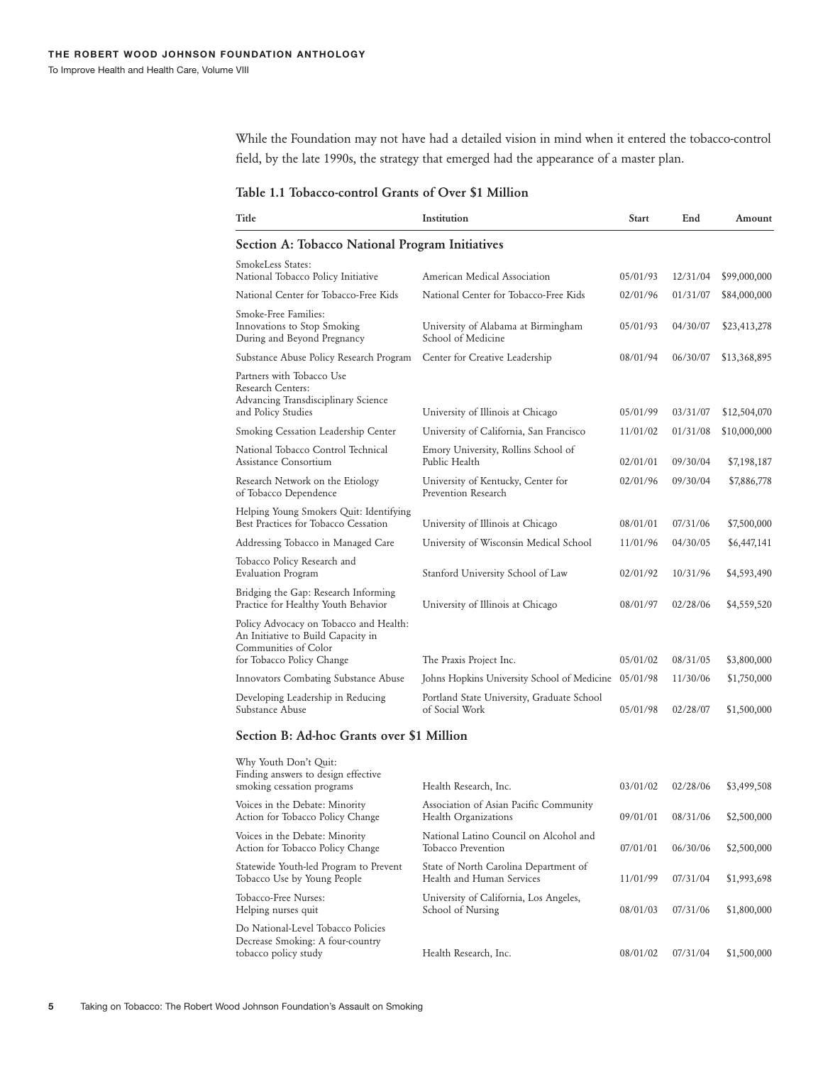While the Foundation may not have had a detailed vision in mind when it entered the tobacco-control field, by the late 1990s, the strategy that emerged had the appearance of a master plan.

**Table 1.1 Tobacco-control Grants of Over $1 Million**

| Title | Institution | Start | End | Amount |
|---|---|---|---|---|
| **Section A: Tobacco National Program Initiatives** | | | | |
| SmokeLess States: National Tobacco Policy Initiative | American Medical Association | 05/01/93 | 12/31/04 | $99,000,000 |
| National Center for Tobacco-Free Kids | National Center for Tobacco-Free Kids | 02/01/96 | 01/31/07 | $84,000,000 |
| Smoke-Free Families: Innovations to Stop Smoking During and Beyond Pregnancy | University of Alabama at Birmingham School of Medicine | 05/01/93 | 04/30/07 | $23,413,278 |
| Substance Abuse Policy Research Program | Center for Creative Leadership | 08/01/94 | 06/30/07 | $13,368,895 |
| Partners with Tobacco Use Research Centers: Advancing Transdisciplinary Science and Policy Studies | University of Illinois at Chicago | 05/01/99 | 03/31/07 | $12,504,070 |
| Smoking Cessation Leadership Center | University of California, San Francisco | 11/01/02 | 01/31/08 | $10,000,000 |
| National Tobacco Control Technical Assistance Consortium | Emory University, Rollins School of Public Health | 02/01/01 | 09/30/04 | $7,198,187 |
| Research Network on the Etiology of Tobacco Dependence | University of Kentucky, Center for Prevention Research | 02/01/96 | 09/30/04 | $7,886,778 |
| Helping Young Smokers Quit: Identifying Best Practices for Tobacco Cessation | University of Illinois at Chicago | 08/01/01 | 07/31/06 | $7,500,000 |
| Addressing Tobacco in Managed Care | University of Wisconsin Medical School | 11/01/96 | 04/30/05 | $6,447,141 |
| Tobacco Policy Research and Evaluation Program | Stanford University School of Law | 02/01/92 | 10/31/96 | $4,593,490 |
| Bridging the Gap: Research Informing Practice for Healthy Youth Behavior | University of Illinois at Chicago | 08/01/97 | 02/28/06 | $4,559,520 |
| Policy Advocacy on Tobacco and Health: An Initiative to Build Capacity in Communities of Color for Tobacco Policy Change | The Praxis Project Inc. | 05/01/02 | 08/31/05 | $3,800,000 |
| Innovators Combating Substance Abuse | Johns Hopkins University School of Medicine | 05/01/98 | 11/30/06 | $1,750,000 |
| Developing Leadership in Reducing Substance Abuse | Portland State University, Graduate School of Social Work | 05/01/98 | 02/28/07 | $1,500,000 |
| **Section B: Ad-hoc Grants over $1 Million** | | | | |
| Why Youth Don't Quit: Finding answers to design effective smoking cessation programs | Health Research, Inc. | 03/01/02 | 02/28/06 | $3,499,508 |
| Voices in the Debate: Minority Action for Tobacco Policy Change | Association of Asian Pacific Community Health Organizations | 09/01/01 | 08/31/06 | $2,500,000 |
| Voices in the Debate: Minority Action for Tobacco Policy Change | National Latino Council on Alcohol and Tobacco Prevention | 07/01/01 | 06/30/06 | $2,500,000 |
| Statewide Youth-led Program to Prevent Tobacco Use by Young People | State of North Carolina Department of Health and Human Services | 11/01/99 | 07/31/04 | $1,993,698 |
| Tobacco-Free Nurses: Helping nurses quit | University of California, Los Angeles, School of Nursing | 08/01/03 | 07/31/06 | $1,800,000 |
| Do National-Level Tobacco Policies Decrease Smoking: A four-country tobacco policy study | Health Research, Inc. | 08/01/02 | 07/31/04 | $1,500,000 |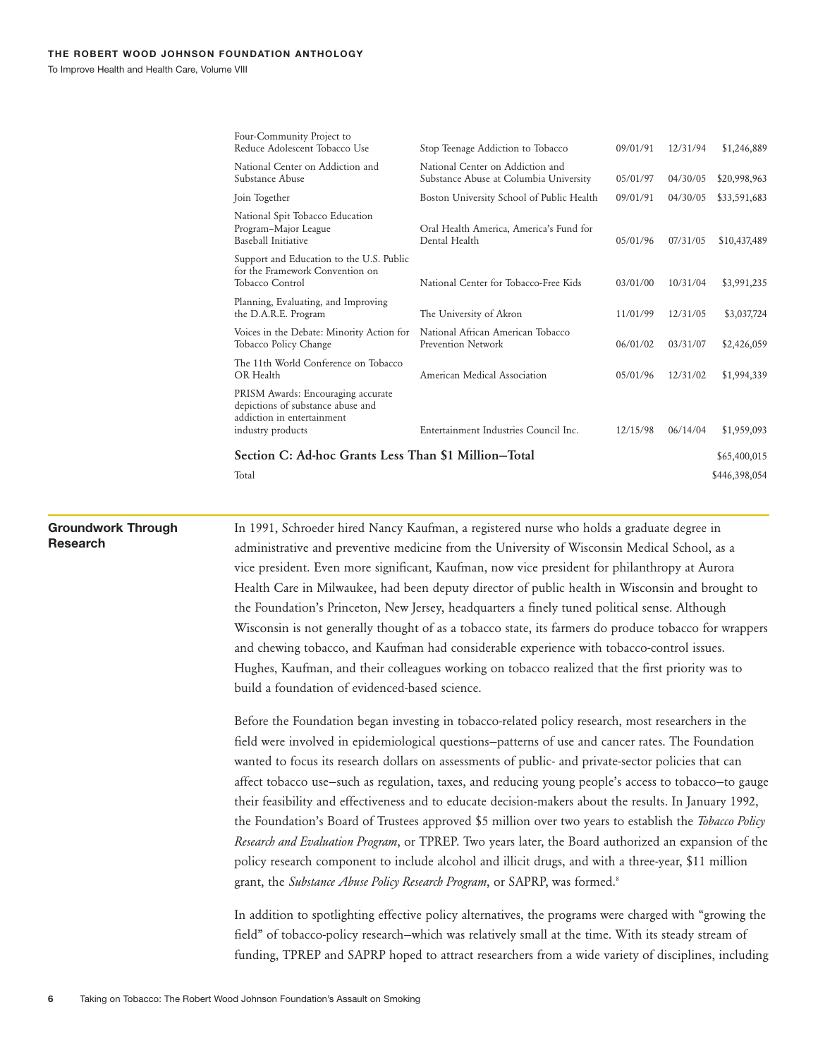| | | | | |
|---|---|---|---|---|
| Four-Community Project to Reduce Adolescent Tobacco Use | Stop Teenage Addiction to Tobacco | 09/01/91 | 12/31/94 | $1,246,889 |
| National Center on Addiction and Substance Abuse | National Center on Addiction and Substance Abuse at Columbia University | 05/01/97 | 04/30/05 | $20,998,963 |
| Join Together | Boston University School of Public Health | 09/01/91 | 04/30/05 | $33,591,683 |
| National Spit Tobacco Education Program–Major League Baseball Initiative | Oral Health America, America's Fund for Dental Health | 05/01/96 | 07/31/05 | $10,437,489 |
| Support and Education to the U.S. Public for the Framework Convention on Tobacco Control | National Center for Tobacco-Free Kids | 03/01/00 | 10/31/04 | $3,991,235 |
| Planning, Evaluating, and Improving the D.A.R.E. Program | The University of Akron | 11/01/99 | 12/31/05 | $3,037,724 |
| Voices in the Debate: Minority Action for Tobacco Policy Change | National African American Tobacco Prevention Network | 06/01/02 | 03/31/07 | $2,426,059 |
| The 11th World Conference on Tobacco OR Health | American Medical Association | 05/01/96 | 12/31/02 | $1,994,339 |
| PRISM Awards: Encouraging accurate depictions of substance abuse and addiction in entertainment industry products | Entertainment Industries Council Inc. | 12/15/98 | 06/14/04 | $1,959,093 |
| **Section C: Ad-hoc Grants Less Than $1 Million–Total** | | | | $65,400,015 |
| Total | | | | $446,398,054 |

## Groundwork Through Research

In 1991, Schroeder hired Nancy Kaufman, a registered nurse who holds a graduate degree in administrative and preventive medicine from the University of Wisconsin Medical School, as a vice president. Even more significant, Kaufman, now vice president for philanthropy at Aurora Health Care in Milwaukee, had been deputy director of public health in Wisconsin and brought to the Foundation's Princeton, New Jersey, headquarters a finely tuned political sense. Although Wisconsin is not generally thought of as a tobacco state, its farmers do produce tobacco for wrappers and chewing tobacco, and Kaufman had considerable experience with tobacco-control issues. Hughes, Kaufman, and their colleagues working on tobacco realized that the first priority was to build a foundation of evidenced-based science.

Before the Foundation began investing in tobacco-related policy research, most researchers in the field were involved in epidemiological questions—patterns of use and cancer rates. The Foundation wanted to focus its research dollars on assessments of public- and private-sector policies that can affect tobacco use—such as regulation, taxes, and reducing young people's access to tobacco—to gauge their feasibility and effectiveness and to educate decision-makers about the results. In January 1992, the Foundation's Board of Trustees approved $5 million over two years to establish the *Tobacco Policy Research and Evaluation Program*, or TPREP. Two years later, the Board authorized an expansion of the policy research component to include alcohol and illicit drugs, and with a three-year, $11 million grant, the *Substance Abuse Policy Research Program*, or SAPRP, was formed.[8]

In addition to spotlighting effective policy alternatives, the programs were charged with "growing the field" of tobacco-policy research—which was relatively small at the time. With its steady stream of funding, TPREP and SAPRP hoped to attract researchers from a wide variety of disciplines, including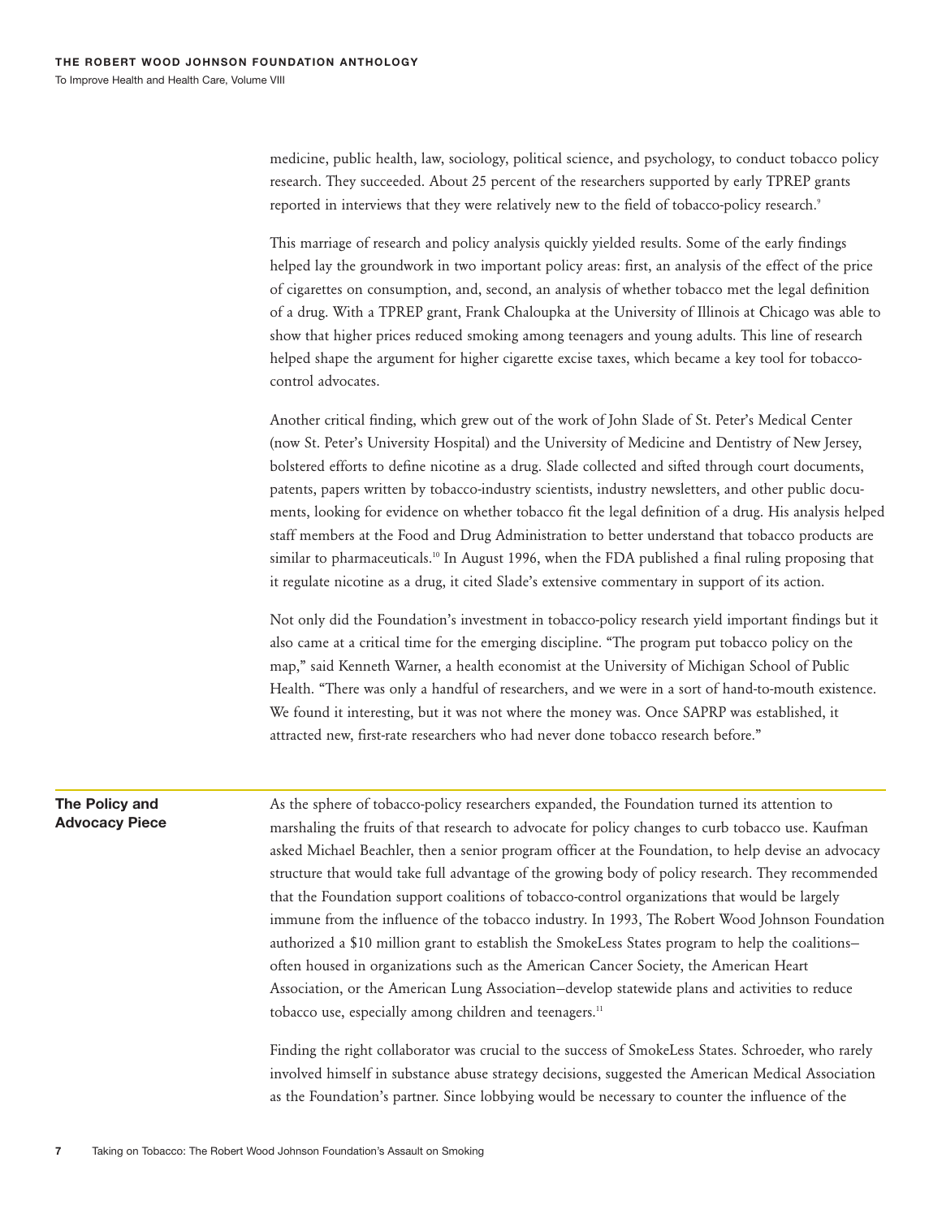medicine, public health, law, sociology, political science, and psychology, to conduct tobacco policy research. They succeeded. About 25 percent of the researchers supported by early TPREP grants reported in interviews that they were relatively new to the field of tobacco-policy research.[9]

This marriage of research and policy analysis quickly yielded results. Some of the early findings helped lay the groundwork in two important policy areas: first, an analysis of the effect of the price of cigarettes on consumption, and, second, an analysis of whether tobacco met the legal definition of a drug. With a TPREP grant, Frank Chaloupka at the University of Illinois at Chicago was able to show that higher prices reduced smoking among teenagers and young adults. This line of research helped shape the argument for higher cigarette excise taxes, which became a key tool for tobacco-control advocates.

Another critical finding, which grew out of the work of John Slade of St. Peter's Medical Center (now St. Peter's University Hospital) and the University of Medicine and Dentistry of New Jersey, bolstered efforts to define nicotine as a drug. Slade collected and sifted through court documents, patents, papers written by tobacco-industry scientists, industry newsletters, and other public documents, looking for evidence on whether tobacco fit the legal definition of a drug. His analysis helped staff members at the Food and Drug Administration to better understand that tobacco products are similar to pharmaceuticals.[10] In August 1996, when the FDA published a final ruling proposing that it regulate nicotine as a drug, it cited Slade's extensive commentary in support of its action.

Not only did the Foundation's investment in tobacco-policy research yield important findings but it also came at a critical time for the emerging discipline. "The program put tobacco policy on the map," said Kenneth Warner, a health economist at the University of Michigan School of Public Health. "There was only a handful of researchers, and we were in a sort of hand-to-mouth existence. We found it interesting, but it was not where the money was. Once SAPRP was established, it attracted new, first-rate researchers who had never done tobacco research before."

## The Policy and Advocacy Piece

As the sphere of tobacco-policy researchers expanded, the Foundation turned its attention to marshaling the fruits of that research to advocate for policy changes to curb tobacco use. Kaufman asked Michael Beachler, then a senior program officer at the Foundation, to help devise an advocacy structure that would take full advantage of the growing body of policy research. They recommended that the Foundation support coalitions of tobacco-control organizations that would be largely immune from the influence of the tobacco industry. In 1993, The Robert Wood Johnson Foundation authorized a $10 million grant to establish the SmokeLess States program to help the coalitions—often housed in organizations such as the American Cancer Society, the American Heart Association, or the American Lung Association—develop statewide plans and activities to reduce tobacco use, especially among children and teenagers.[11]

Finding the right collaborator was crucial to the success of SmokeLess States. Schroeder, who rarely involved himself in substance abuse strategy decisions, suggested the American Medical Association as the Foundation's partner. Since lobbying would be necessary to counter the influence of the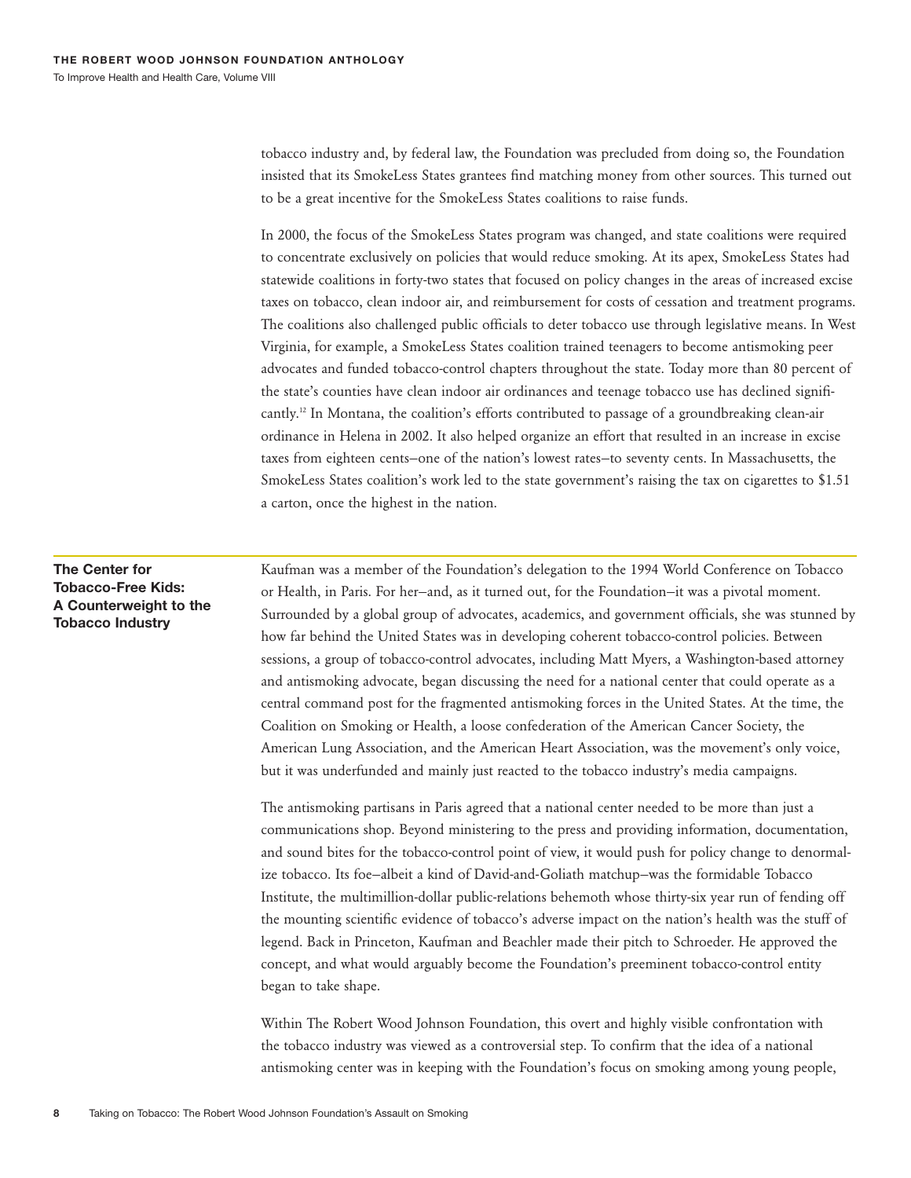tobacco industry and, by federal law, the Foundation was precluded from doing so, the Foundation insisted that its SmokeLess States grantees find matching money from other sources. This turned out to be a great incentive for the SmokeLess States coalitions to raise funds.

In 2000, the focus of the SmokeLess States program was changed, and state coalitions were required to concentrate exclusively on policies that would reduce smoking. At its apex, SmokeLess States had statewide coalitions in forty-two states that focused on policy changes in the areas of increased excise taxes on tobacco, clean indoor air, and reimbursement for costs of cessation and treatment programs. The coalitions also challenged public officials to deter tobacco use through legislative means. In West Virginia, for example, a SmokeLess States coalition trained teenagers to become antismoking peer advocates and funded tobacco-control chapters throughout the state. Today more than 80 percent of the state's counties have clean indoor air ordinances and teenage tobacco use has declined significantly.[12] In Montana, the coalition's efforts contributed to passage of a groundbreaking clean-air ordinance in Helena in 2002. It also helped organize an effort that resulted in an increase in excise taxes from eighteen cents—one of the nation's lowest rates—to seventy cents. In Massachusetts, the SmokeLess States coalition's work led to the state government's raising the tax on cigarettes to $1.51 a carton, once the highest in the nation.

## The Center for Tobacco-Free Kids: A Counterweight to the Tobacco Industry

Kaufman was a member of the Foundation's delegation to the 1994 World Conference on Tobacco or Health, in Paris. For her—and, as it turned out, for the Foundation—it was a pivotal moment. Surrounded by a global group of advocates, academics, and government officials, she was stunned by how far behind the United States was in developing coherent tobacco-control policies. Between sessions, a group of tobacco-control advocates, including Matt Myers, a Washington-based attorney and antismoking advocate, began discussing the need for a national center that could operate as a central command post for the fragmented antismoking forces in the United States. At the time, the Coalition on Smoking or Health, a loose confederation of the American Cancer Society, the American Lung Association, and the American Heart Association, was the movement's only voice, but it was underfunded and mainly just reacted to the tobacco industry's media campaigns.

The antismoking partisans in Paris agreed that a national center needed to be more than just a communications shop. Beyond ministering to the press and providing information, documentation, and sound bites for the tobacco-control point of view, it would push for policy change to denormalize tobacco. Its foe—albeit a kind of David-and-Goliath matchup—was the formidable Tobacco Institute, the multimillion-dollar public-relations behemoth whose thirty-six year run of fending off the mounting scientific evidence of tobacco's adverse impact on the nation's health was the stuff of legend. Back in Princeton, Kaufman and Beachler made their pitch to Schroeder. He approved the concept, and what would arguably become the Foundation's preeminent tobacco-control entity began to take shape.

Within The Robert Wood Johnson Foundation, this overt and highly visible confrontation with the tobacco industry was viewed as a controversial step. To confirm that the idea of a national antismoking center was in keeping with the Foundation's focus on smoking among young people,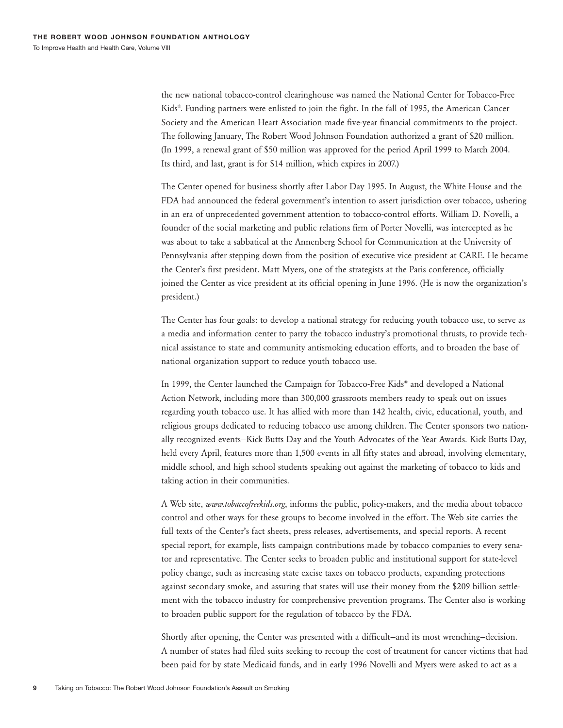the new national tobacco-control clearinghouse was named the National Center for Tobacco-Free Kids®. Funding partners were enlisted to join the fight. In the fall of 1995, the American Cancer Society and the American Heart Association made five-year financial commitments to the project. The following January, The Robert Wood Johnson Foundation authorized a grant of $20 million. (In 1999, a renewal grant of $50 million was approved for the period April 1999 to March 2004. Its third, and last, grant is for $14 million, which expires in 2007.)

The Center opened for business shortly after Labor Day 1995. In August, the White House and the FDA had announced the federal government's intention to assert jurisdiction over tobacco, ushering in an era of unprecedented government attention to tobacco-control efforts. William D. Novelli, a founder of the social marketing and public relations firm of Porter Novelli, was intercepted as he was about to take a sabbatical at the Annenberg School for Communication at the University of Pennsylvania after stepping down from the position of executive vice president at CARE. He became the Center's first president. Matt Myers, one of the strategists at the Paris conference, officially joined the Center as vice president at its official opening in June 1996. (He is now the organization's president.)

The Center has four goals: to develop a national strategy for reducing youth tobacco use, to serve as a media and information center to parry the tobacco industry's promotional thrusts, to provide technical assistance to state and community antismoking education efforts, and to broaden the base of national organization support to reduce youth tobacco use.

In 1999, the Center launched the Campaign for Tobacco-Free Kids® and developed a National Action Network, including more than 300,000 grassroots members ready to speak out on issues regarding youth tobacco use. It has allied with more than 142 health, civic, educational, youth, and religious groups dedicated to reducing tobacco use among children. The Center sponsors two nationally recognized events—Kick Butts Day and the Youth Advocates of the Year Awards. Kick Butts Day, held every April, features more than 1,500 events in all fifty states and abroad, involving elementary, middle school, and high school students speaking out against the marketing of tobacco to kids and taking action in their communities.

A Web site, *www.tobaccofreekids.org*, informs the public, policy-makers, and the media about tobacco control and other ways for these groups to become involved in the effort. The Web site carries the full texts of the Center's fact sheets, press releases, advertisements, and special reports. A recent special report, for example, lists campaign contributions made by tobacco companies to every senator and representative. The Center seeks to broaden public and institutional support for state-level policy change, such as increasing state excise taxes on tobacco products, expanding protections against secondary smoke, and assuring that states will use their money from the $209 billion settlement with the tobacco industry for comprehensive prevention programs. The Center also is working to broaden public support for the regulation of tobacco by the FDA.

Shortly after opening, the Center was presented with a difficult—and its most wrenching—decision. A number of states had filed suits seeking to recoup the cost of treatment for cancer victims that had been paid for by state Medicaid funds, and in early 1996 Novelli and Myers were asked to act as a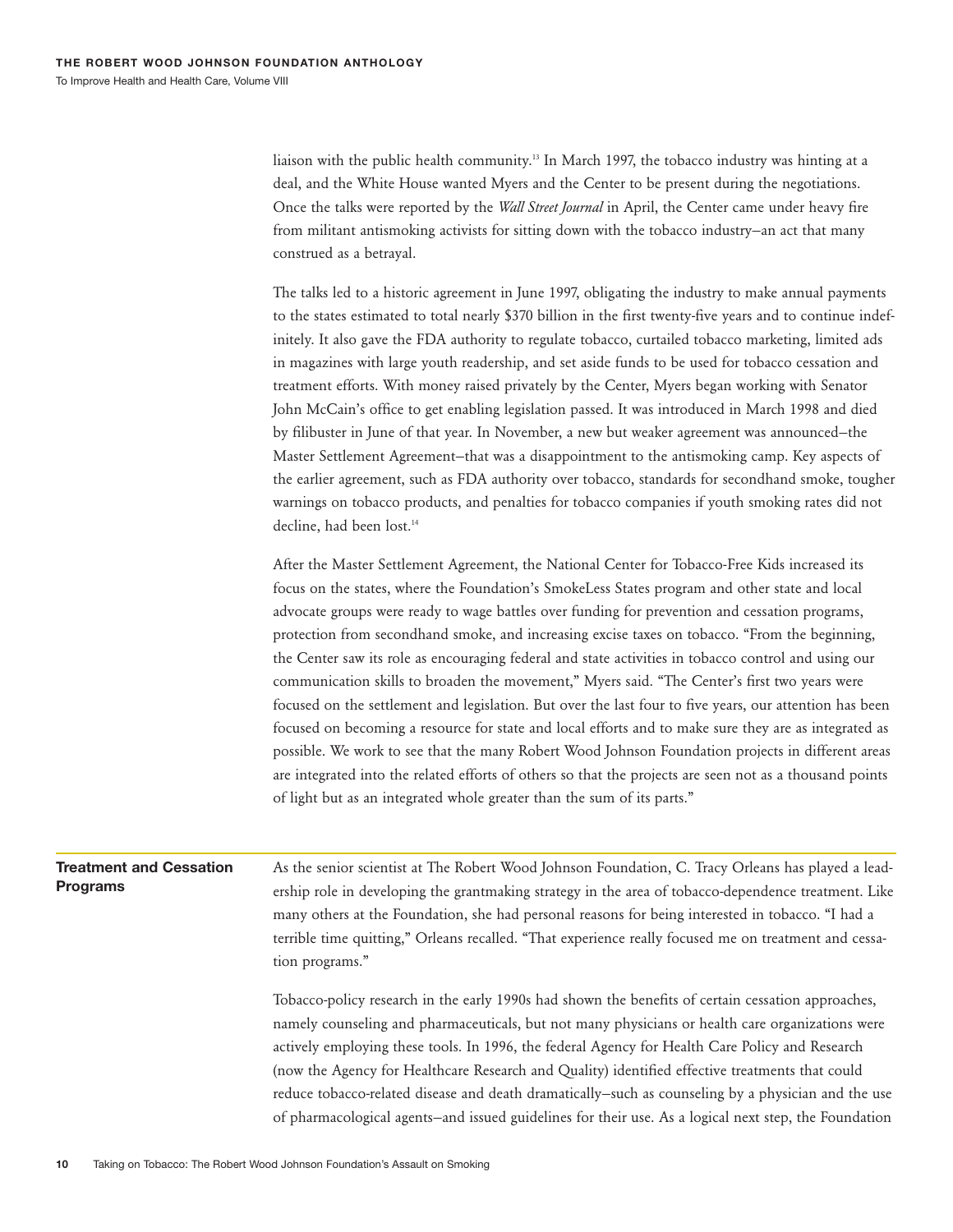liaison with the public health community.[13] In March 1997, the tobacco industry was hinting at a deal, and the White House wanted Myers and the Center to be present during the negotiations. Once the talks were reported by the *Wall Street Journal* in April, the Center came under heavy fire from militant antismoking activists for sitting down with the tobacco industry—an act that many construed as a betrayal.

The talks led to a historic agreement in June 1997, obligating the industry to make annual payments to the states estimated to total nearly $370 billion in the first twenty-five years and to continue indefinitely. It also gave the FDA authority to regulate tobacco, curtailed tobacco marketing, limited ads in magazines with large youth readership, and set aside funds to be used for tobacco cessation and treatment efforts. With money raised privately by the Center, Myers began working with Senator John McCain's office to get enabling legislation passed. It was introduced in March 1998 and died by filibuster in June of that year. In November, a new but weaker agreement was announced—the Master Settlement Agreement—that was a disappointment to the antismoking camp. Key aspects of the earlier agreement, such as FDA authority over tobacco, standards for secondhand smoke, tougher warnings on tobacco products, and penalties for tobacco companies if youth smoking rates did not decline, had been lost.[14]

After the Master Settlement Agreement, the National Center for Tobacco-Free Kids increased its focus on the states, where the Foundation's SmokeLess States program and other state and local advocate groups were ready to wage battles over funding for prevention and cessation programs, protection from secondhand smoke, and increasing excise taxes on tobacco. "From the beginning, the Center saw its role as encouraging federal and state activities in tobacco control and using our communication skills to broaden the movement," Myers said. "The Center's first two years were focused on the settlement and legislation. But over the last four to five years, our attention has been focused on becoming a resource for state and local efforts and to make sure they are as integrated as possible. We work to see that the many Robert Wood Johnson Foundation projects in different areas are integrated into the related efforts of others so that the projects are seen not as a thousand points of light but as an integrated whole greater than the sum of its parts."

## Treatment and Cessation Programs

As the senior scientist at The Robert Wood Johnson Foundation, C. Tracy Orleans has played a leadership role in developing the grantmaking strategy in the area of tobacco-dependence treatment. Like many others at the Foundation, she had personal reasons for being interested in tobacco. "I had a terrible time quitting," Orleans recalled. "That experience really focused me on treatment and cessation programs."

Tobacco-policy research in the early 1990s had shown the benefits of certain cessation approaches, namely counseling and pharmaceuticals, but not many physicians or health care organizations were actively employing these tools. In 1996, the federal Agency for Health Care Policy and Research (now the Agency for Healthcare Research and Quality) identified effective treatments that could reduce tobacco-related disease and death dramatically—such as counseling by a physician and the use of pharmacological agents—and issued guidelines for their use. As a logical next step, the Foundation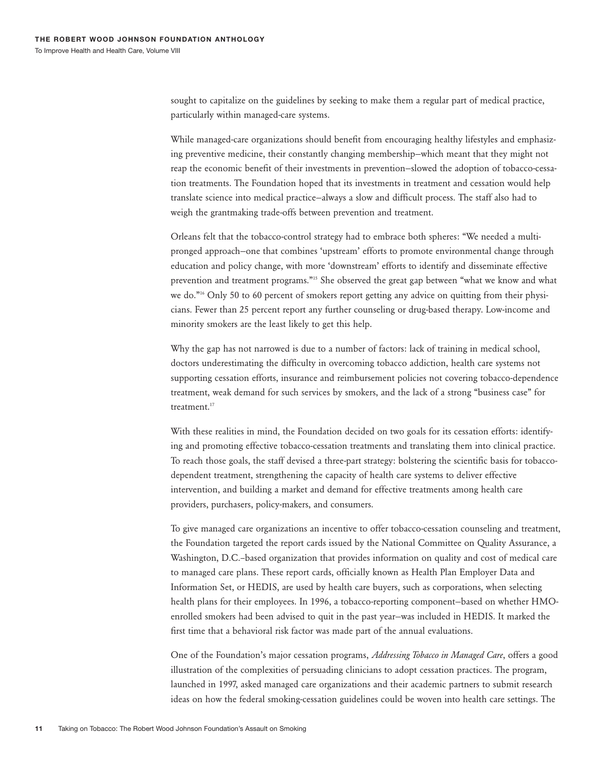sought to capitalize on the guidelines by seeking to make them a regular part of medical practice, particularly within managed-care systems.

While managed-care organizations should benefit from encouraging healthy lifestyles and emphasizing preventive medicine, their constantly changing membership—which meant that they might not reap the economic benefit of their investments in prevention—slowed the adoption of tobacco-cessation treatments. The Foundation hoped that its investments in treatment and cessation would help translate science into medical practice—always a slow and difficult process. The staff also had to weigh the grantmaking trade-offs between prevention and treatment.

Orleans felt that the tobacco-control strategy had to embrace both spheres: "We needed a multi-pronged approach—one that combines 'upstream' efforts to promote environmental change through education and policy change, with more 'downstream' efforts to identify and disseminate effective prevention and treatment programs."[15] She observed the great gap between "what we know and what we do."[16] Only 50 to 60 percent of smokers report getting any advice on quitting from their physicians. Fewer than 25 percent report any further counseling or drug-based therapy. Low-income and minority smokers are the least likely to get this help.

Why the gap has not narrowed is due to a number of factors: lack of training in medical school, doctors underestimating the difficulty in overcoming tobacco addiction, health care systems not supporting cessation efforts, insurance and reimbursement policies not covering tobacco-dependence treatment, weak demand for such services by smokers, and the lack of a strong "business case" for treatment.[17]

With these realities in mind, the Foundation decided on two goals for its cessation efforts: identifying and promoting effective tobacco-cessation treatments and translating them into clinical practice. To reach those goals, the staff devised a three-part strategy: bolstering the scientific basis for tobacco-dependent treatment, strengthening the capacity of health care systems to deliver effective intervention, and building a market and demand for effective treatments among health care providers, purchasers, policy-makers, and consumers.

To give managed care organizations an incentive to offer tobacco-cessation counseling and treatment, the Foundation targeted the report cards issued by the National Committee on Quality Assurance, a Washington, D.C.–based organization that provides information on quality and cost of medical care to managed care plans. These report cards, officially known as Health Plan Employer Data and Information Set, or HEDIS, are used by health care buyers, such as corporations, when selecting health plans for their employees. In 1996, a tobacco-reporting component—based on whether HMO-enrolled smokers had been advised to quit in the past year—was included in HEDIS. It marked the first time that a behavioral risk factor was made part of the annual evaluations.

One of the Foundation's major cessation programs, *Addressing Tobacco in Managed Care*, offers a good illustration of the complexities of persuading clinicians to adopt cessation practices. The program, launched in 1997, asked managed care organizations and their academic partners to submit research ideas on how the federal smoking-cessation guidelines could be woven into health care settings. The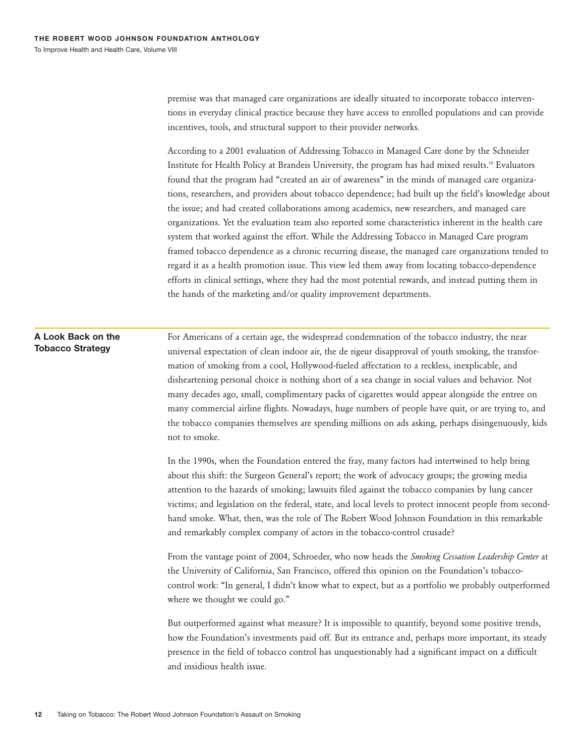premise was that managed care organizations are ideally situated to incorporate tobacco interventions in everyday clinical practice because they have access to enrolled populations and can provide incentives, tools, and structural support to their provider networks.

According to a 2001 evaluation of Addressing Tobacco in Managed Care done by the Schneider Institute for Health Policy at Brandeis University, the program has had mixed results.[18] Evaluators found that the program had "created an air of awareness" in the minds of managed care organizations, researchers, and providers about tobacco dependence; had built up the field's knowledge about the issue; and had created collaborations among academics, new researchers, and managed care organizations. Yet the evaluation team also reported some characteristics inherent in the health care system that worked against the effort. While the Addressing Tobacco in Managed Care program framed tobacco dependence as a chronic recurring disease, the managed care organizations tended to regard it as a health promotion issue. This view led them away from locating tobacco-dependence efforts in clinical settings, where they had the most potential rewards, and instead putting them in the hands of the marketing and/or quality improvement departments.

## A Look Back on the Tobacco Strategy

For Americans of a certain age, the widespread condemnation of the tobacco industry, the near universal expectation of clean indoor air, the de rigeur disapproval of youth smoking, the transformation of smoking from a cool, Hollywood-fueled affectation to a reckless, inexplicable, and disheartening personal choice is nothing short of a sea change in social values and behavior. Not many decades ago, small, complimentary packs of cigarettes would appear alongside the entree on many commercial airline flights. Nowadays, huge numbers of people have quit, or are trying to, and the tobacco companies themselves are spending millions on ads asking, perhaps disingenuously, kids not to smoke.

In the 1990s, when the Foundation entered the fray, many factors had intertwined to help bring about this shift: the Surgeon General's report; the work of advocacy groups; the growing media attention to the hazards of smoking; lawsuits filed against the tobacco companies by lung cancer victims; and legislation on the federal, state, and local levels to protect innocent people from secondhand smoke. What, then, was the role of The Robert Wood Johnson Foundation in this remarkable and remarkably complex company of actors in the tobacco-control crusade?

From the vantage point of 2004, Schroeder, who now heads the *Smoking Cessation Leadership Center* at the University of California, San Francisco, offered this opinion on the Foundation's tobacco-control work: "In general, I didn't know what to expect, but as a portfolio we probably outperformed where we thought we could go."

But outperformed against what measure? It is impossible to quantify, beyond some positive trends, how the Foundation's investments paid off. But its entrance and, perhaps more important, its steady presence in the field of tobacco control has unquestionably had a significant impact on a difficult and insidious health issue.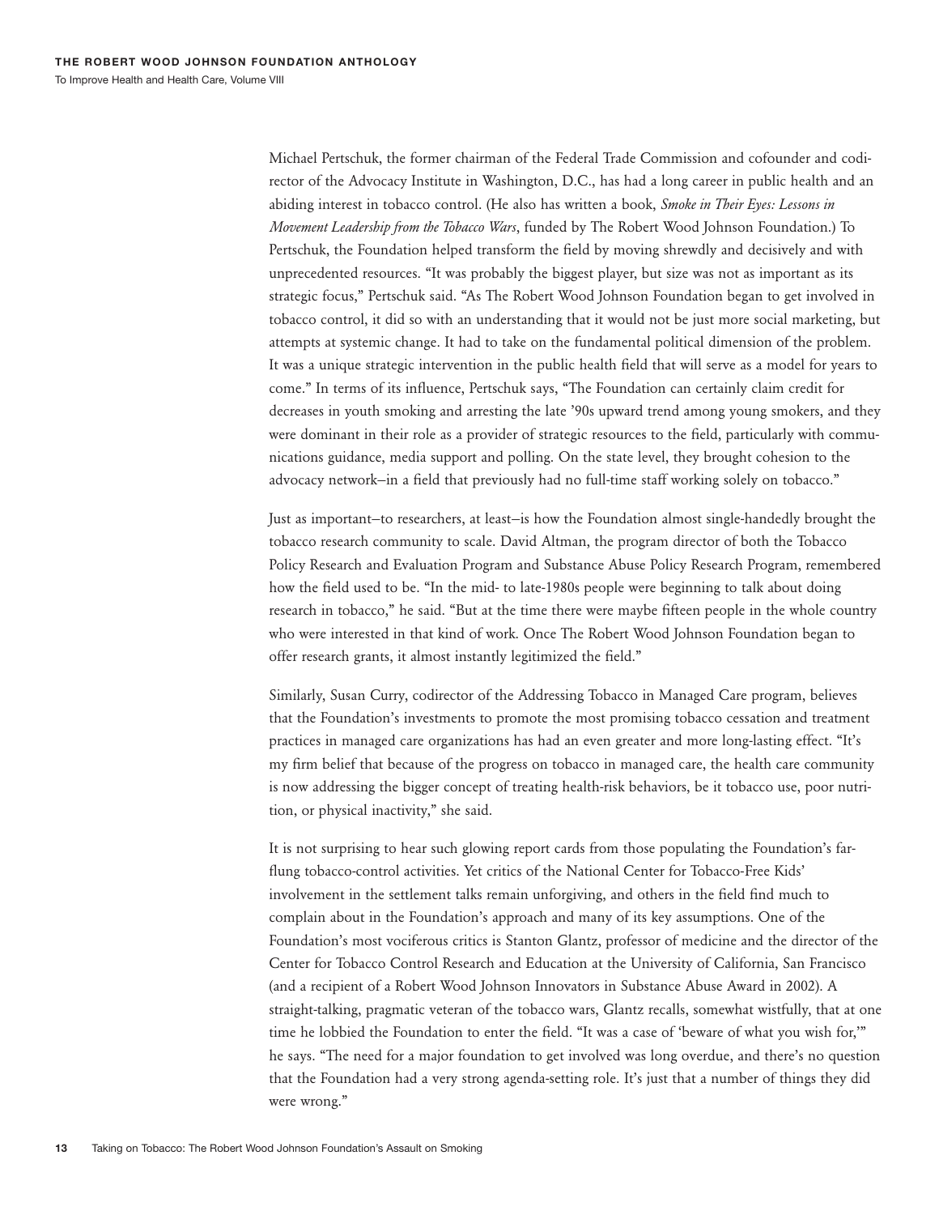Michael Pertschuk, the former chairman of the Federal Trade Commission and cofounder and codirector of the Advocacy Institute in Washington, D.C., has had a long career in public health and an abiding interest in tobacco control. (He also has written a book, *Smoke in Their Eyes: Lessons in Movement Leadership from the Tobacco Wars*, funded by The Robert Wood Johnson Foundation.) To Pertschuk, the Foundation helped transform the field by moving shrewdly and decisively and with unprecedented resources. "It was probably the biggest player, but size was not as important as its strategic focus," Pertschuk said. "As The Robert Wood Johnson Foundation began to get involved in tobacco control, it did so with an understanding that it would not be just more social marketing, but attempts at systemic change. It had to take on the fundamental political dimension of the problem. It was a unique strategic intervention in the public health field that will serve as a model for years to come." In terms of its influence, Pertschuk says, "The Foundation can certainly claim credit for decreases in youth smoking and arresting the late '90s upward trend among young smokers, and they were dominant in their role as a provider of strategic resources to the field, particularly with communications guidance, media support and polling. On the state level, they brought cohesion to the advocacy network–in a field that previously had no full-time staff working solely on tobacco."

Just as important–to researchers, at least–is how the Foundation almost single-handedly brought the tobacco research community to scale. David Altman, the program director of both the Tobacco Policy Research and Evaluation Program and Substance Abuse Policy Research Program, remembered how the field used to be. "In the mid- to late-1980s people were beginning to talk about doing research in tobacco," he said. "But at the time there were maybe fifteen people in the whole country who were interested in that kind of work. Once The Robert Wood Johnson Foundation began to offer research grants, it almost instantly legitimized the field."

Similarly, Susan Curry, codirector of the Addressing Tobacco in Managed Care program, believes that the Foundation's investments to promote the most promising tobacco cessation and treatment practices in managed care organizations has had an even greater and more long-lasting effect. "It's my firm belief that because of the progress on tobacco in managed care, the health care community is now addressing the bigger concept of treating health-risk behaviors, be it tobacco use, poor nutrition, or physical inactivity," she said.

It is not surprising to hear such glowing report cards from those populating the Foundation's far-flung tobacco-control activities. Yet critics of the National Center for Tobacco-Free Kids' involvement in the settlement talks remain unforgiving, and others in the field find much to complain about in the Foundation's approach and many of its key assumptions. One of the Foundation's most vociferous critics is Stanton Glantz, professor of medicine and the director of the Center for Tobacco Control Research and Education at the University of California, San Francisco (and a recipient of a Robert Wood Johnson Innovators in Substance Abuse Award in 2002). A straight-talking, pragmatic veteran of the tobacco wars, Glantz recalls, somewhat wistfully, that at one time he lobbied the Foundation to enter the field. "It was a case of 'beware of what you wish for,'" he says. "The need for a major foundation to get involved was long overdue, and there's no question that the Foundation had a very strong agenda-setting role. It's just that a number of things they did were wrong."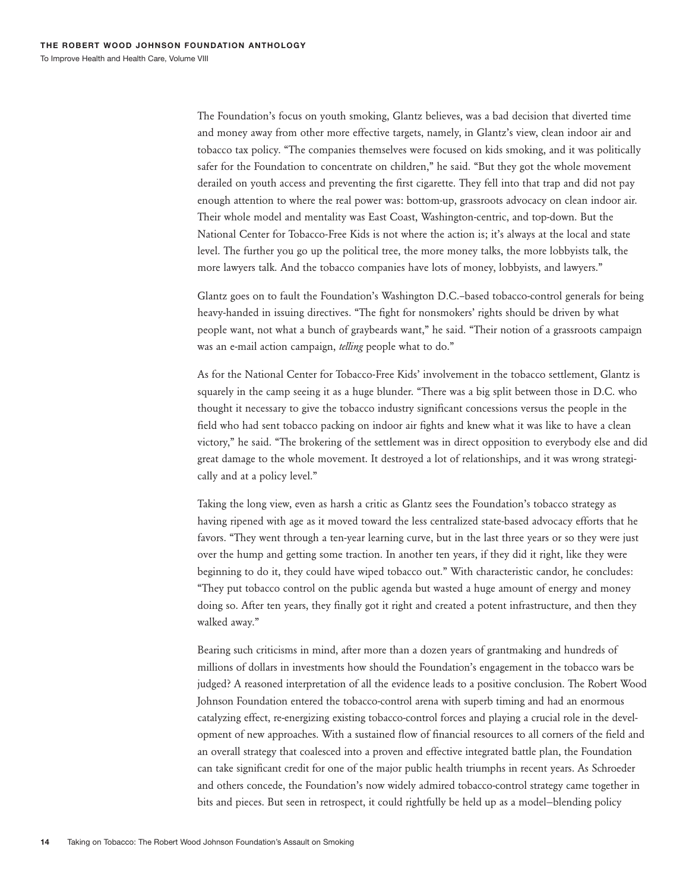The Foundation's focus on youth smoking, Glantz believes, was a bad decision that diverted time and money away from other more effective targets, namely, in Glantz's view, clean indoor air and tobacco tax policy. "The companies themselves were focused on kids smoking, and it was politically safer for the Foundation to concentrate on children," he said. "But they got the whole movement derailed on youth access and preventing the first cigarette. They fell into that trap and did not pay enough attention to where the real power was: bottom-up, grassroots advocacy on clean indoor air. Their whole model and mentality was East Coast, Washington-centric, and top-down. But the National Center for Tobacco-Free Kids is not where the action is; it's always at the local and state level. The further you go up the political tree, the more money talks, the more lobbyists talk, the more lawyers talk. And the tobacco companies have lots of money, lobbyists, and lawyers."

Glantz goes on to fault the Foundation's Washington D.C.–based tobacco-control generals for being heavy-handed in issuing directives. "The fight for nonsmokers' rights should be driven by what people want, not what a bunch of graybeards want," he said. "Their notion of a grassroots campaign was an e-mail action campaign, *telling* people what to do."

As for the National Center for Tobacco-Free Kids' involvement in the tobacco settlement, Glantz is squarely in the camp seeing it as a huge blunder. "There was a big split between those in D.C. who thought it necessary to give the tobacco industry significant concessions versus the people in the field who had sent tobacco packing on indoor air fights and knew what it was like to have a clean victory," he said. "The brokering of the settlement was in direct opposition to everybody else and did great damage to the whole movement. It destroyed a lot of relationships, and it was wrong strategically and at a policy level."

Taking the long view, even as harsh a critic as Glantz sees the Foundation's tobacco strategy as having ripened with age as it moved toward the less centralized state-based advocacy efforts that he favors. "They went through a ten-year learning curve, but in the last three years or so they were just over the hump and getting some traction. In another ten years, if they did it right, like they were beginning to do it, they could have wiped tobacco out." With characteristic candor, he concludes: "They put tobacco control on the public agenda but wasted a huge amount of energy and money doing so. After ten years, they finally got it right and created a potent infrastructure, and then they walked away."

Bearing such criticisms in mind, after more than a dozen years of grantmaking and hundreds of millions of dollars in investments how should the Foundation's engagement in the tobacco wars be judged? A reasoned interpretation of all the evidence leads to a positive conclusion. The Robert Wood Johnson Foundation entered the tobacco-control arena with superb timing and had an enormous catalyzing effect, re-energizing existing tobacco-control forces and playing a crucial role in the development of new approaches. With a sustained flow of financial resources to all corners of the field and an overall strategy that coalesced into a proven and effective integrated battle plan, the Foundation can take significant credit for one of the major public health triumphs in recent years. As Schroeder and others concede, the Foundation's now widely admired tobacco-control strategy came together in bits and pieces. But seen in retrospect, it could rightfully be held up as a model–blending policy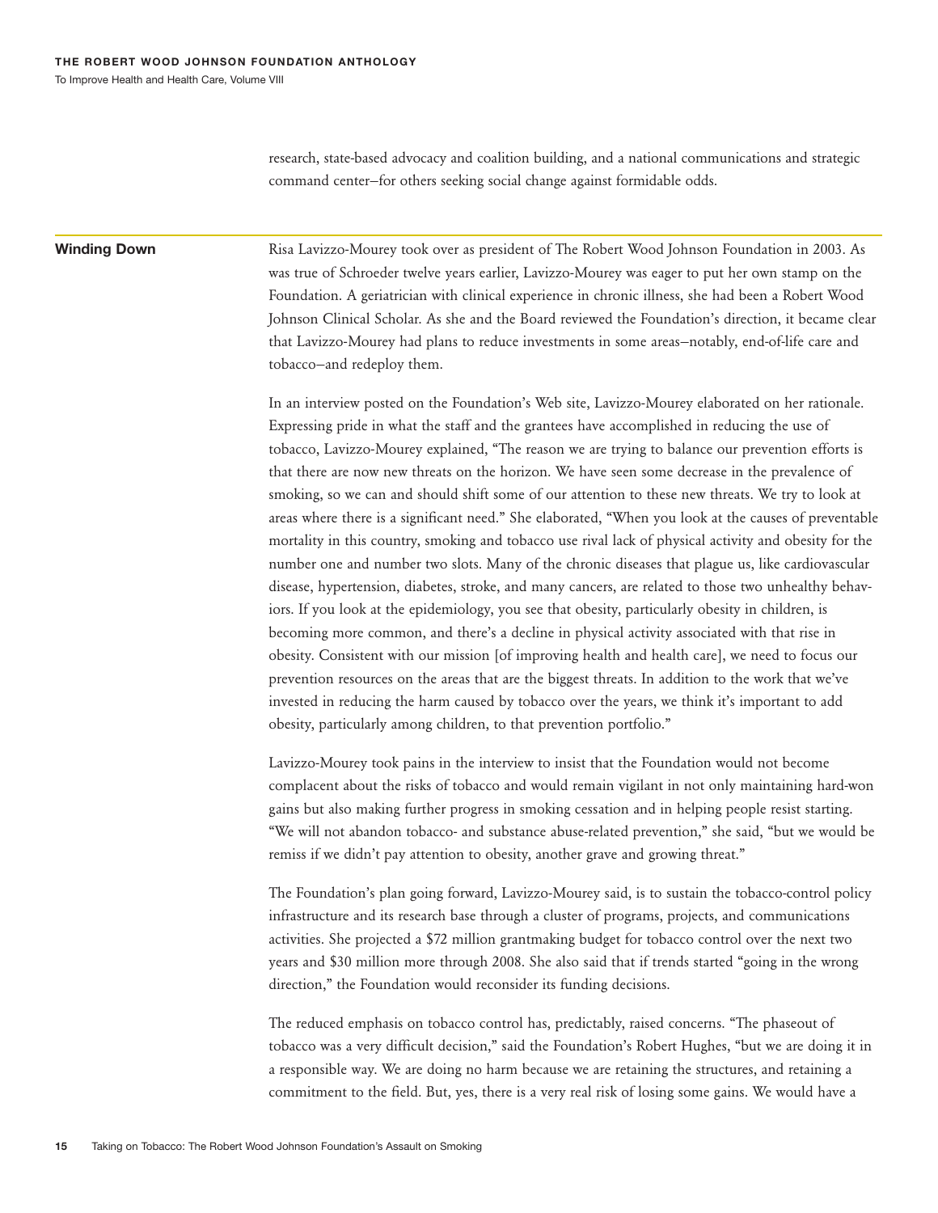research, state-based advocacy and coalition building, and a national communications and strategic command center—for others seeking social change against formidable odds.

## Winding Down

Risa Lavizzo-Mourey took over as president of The Robert Wood Johnson Foundation in 2003. As was true of Schroeder twelve years earlier, Lavizzo-Mourey was eager to put her own stamp on the Foundation. A geriatrician with clinical experience in chronic illness, she had been a Robert Wood Johnson Clinical Scholar. As she and the Board reviewed the Foundation's direction, it became clear that Lavizzo-Mourey had plans to reduce investments in some areas—notably, end-of-life care and tobacco—and redeploy them.

In an interview posted on the Foundation's Web site, Lavizzo-Mourey elaborated on her rationale. Expressing pride in what the staff and the grantees have accomplished in reducing the use of tobacco, Lavizzo-Mourey explained, "The reason we are trying to balance our prevention efforts is that there are now new threats on the horizon. We have seen some decrease in the prevalence of smoking, so we can and should shift some of our attention to these new threats. We try to look at areas where there is a significant need." She elaborated, "When you look at the causes of preventable mortality in this country, smoking and tobacco use rival lack of physical activity and obesity for the number one and number two slots. Many of the chronic diseases that plague us, like cardiovascular disease, hypertension, diabetes, stroke, and many cancers, are related to those two unhealthy behaviors. If you look at the epidemiology, you see that obesity, particularly obesity in children, is becoming more common, and there's a decline in physical activity associated with that rise in obesity. Consistent with our mission [of improving health and health care], we need to focus our prevention resources on the areas that are the biggest threats. In addition to the work that we've invested in reducing the harm caused by tobacco over the years, we think it's important to add obesity, particularly among children, to that prevention portfolio."

Lavizzo-Mourey took pains in the interview to insist that the Foundation would not become complacent about the risks of tobacco and would remain vigilant in not only maintaining hard-won gains but also making further progress in smoking cessation and in helping people resist starting. "We will not abandon tobacco- and substance abuse-related prevention," she said, "but we would be remiss if we didn't pay attention to obesity, another grave and growing threat."

The Foundation's plan going forward, Lavizzo-Mourey said, is to sustain the tobacco-control policy infrastructure and its research base through a cluster of programs, projects, and communications activities. She projected a $72 million grantmaking budget for tobacco control over the next two years and $30 million more through 2008. She also said that if trends started "going in the wrong direction," the Foundation would reconsider its funding decisions.

The reduced emphasis on tobacco control has, predictably, raised concerns. "The phaseout of tobacco was a very difficult decision," said the Foundation's Robert Hughes, "but we are doing it in a responsible way. We are doing no harm because we are retaining the structures, and retaining a commitment to the field. But, yes, there is a very real risk of losing some gains. We would have a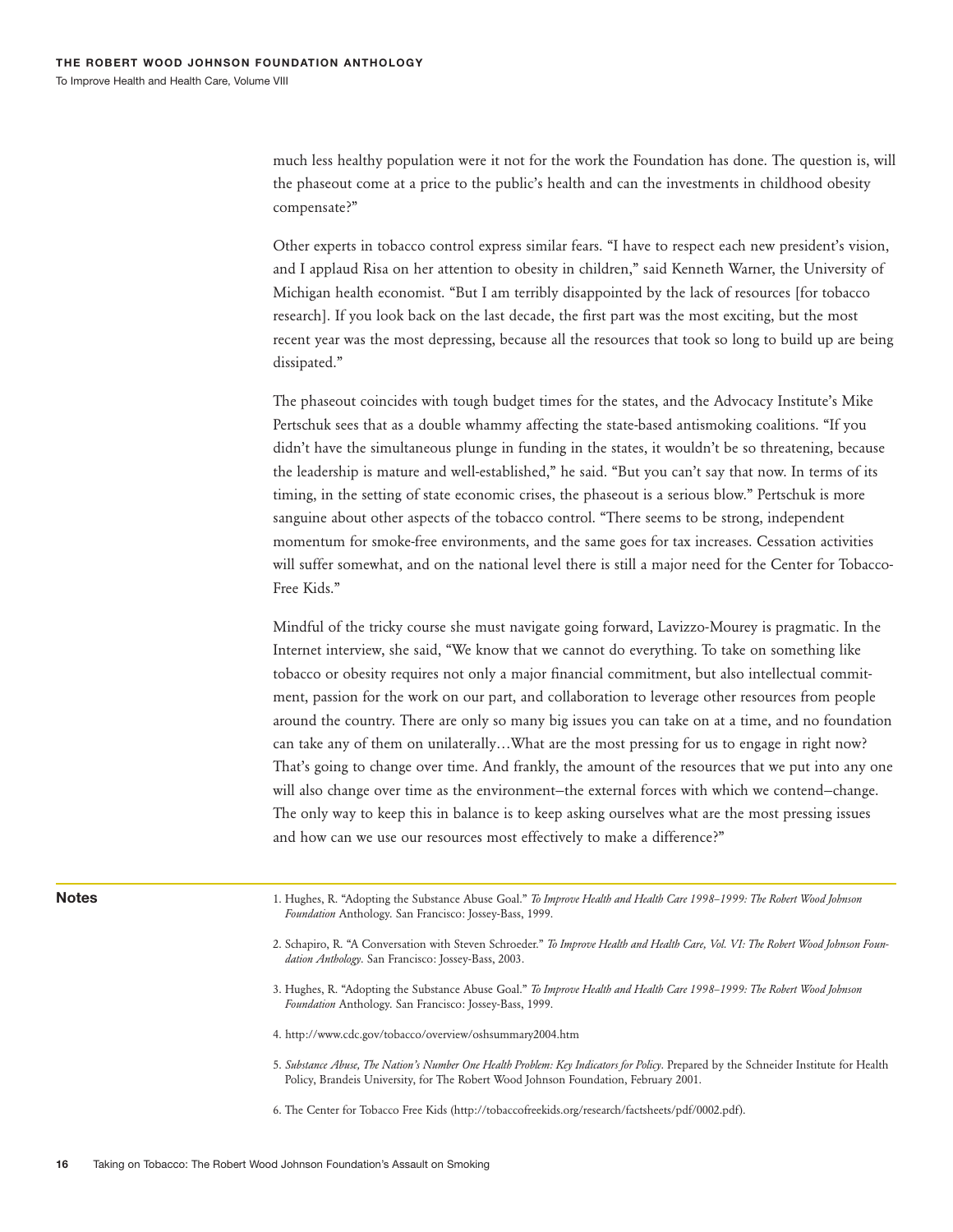much less healthy population were it not for the work the Foundation has done. The question is, will the phaseout come at a price to the public's health and can the investments in childhood obesity compensate?"

Other experts in tobacco control express similar fears. "I have to respect each new president's vision, and I applaud Risa on her attention to obesity in children," said Kenneth Warner, the University of Michigan health economist. "But I am terribly disappointed by the lack of resources [for tobacco research]. If you look back on the last decade, the first part was the most exciting, but the most recent year was the most depressing, because all the resources that took so long to build up are being dissipated."

The phaseout coincides with tough budget times for the states, and the Advocacy Institute's Mike Pertschuk sees that as a double whammy affecting the state-based antismoking coalitions. "If you didn't have the simultaneous plunge in funding in the states, it wouldn't be so threatening, because the leadership is mature and well-established," he said. "But you can't say that now. In terms of its timing, in the setting of state economic crises, the phaseout is a serious blow." Pertschuk is more sanguine about other aspects of the tobacco control. "There seems to be strong, independent momentum for smoke-free environments, and the same goes for tax increases. Cessation activities will suffer somewhat, and on the national level there is still a major need for the Center for Tobacco-Free Kids."

Mindful of the tricky course she must navigate going forward, Lavizzo-Mourey is pragmatic. In the Internet interview, she said, "We know that we cannot do everything. To take on something like tobacco or obesity requires not only a major financial commitment, but also intellectual commitment, passion for the work on our part, and collaboration to leverage other resources from people around the country. There are only so many big issues you can take on at a time, and no foundation can take any of them on unilaterally…What are the most pressing for us to engage in right now? That's going to change over time. And frankly, the amount of the resources that we put into any one will also change over time as the environment–the external forces with which we contend–change. The only way to keep this in balance is to keep asking ourselves what are the most pressing issues and how can we use our resources most effectively to make a difference?"

## Notes

1. Hughes, R. "Adopting the Substance Abuse Goal." *To Improve Health and Health Care 1998–1999: The Robert Wood Johnson Foundation* Anthology. San Francisco: Jossey-Bass, 1999.

2. Schapiro, R. "A Conversation with Steven Schroeder." *To Improve Health and Health Care, Vol. VI: The Robert Wood Johnson Foundation Anthology*. San Francisco: Jossey-Bass, 2003.

3. Hughes, R. "Adopting the Substance Abuse Goal." *To Improve Health and Health Care 1998–1999: The Robert Wood Johnson Foundation* Anthology. San Francisco: Jossey-Bass, 1999.

4. http://www.cdc.gov/tobacco/overview/oshsummary2004.htm

5. *Substance Abuse, The Nation's Number One Health Problem: Key Indicators for Policy*. Prepared by the Schneider Institute for Health Policy, Brandeis University, for The Robert Wood Johnson Foundation, February 2001.

6. The Center for Tobacco Free Kids (http://tobaccofreekids.org/research/factsheets/pdf/0002.pdf).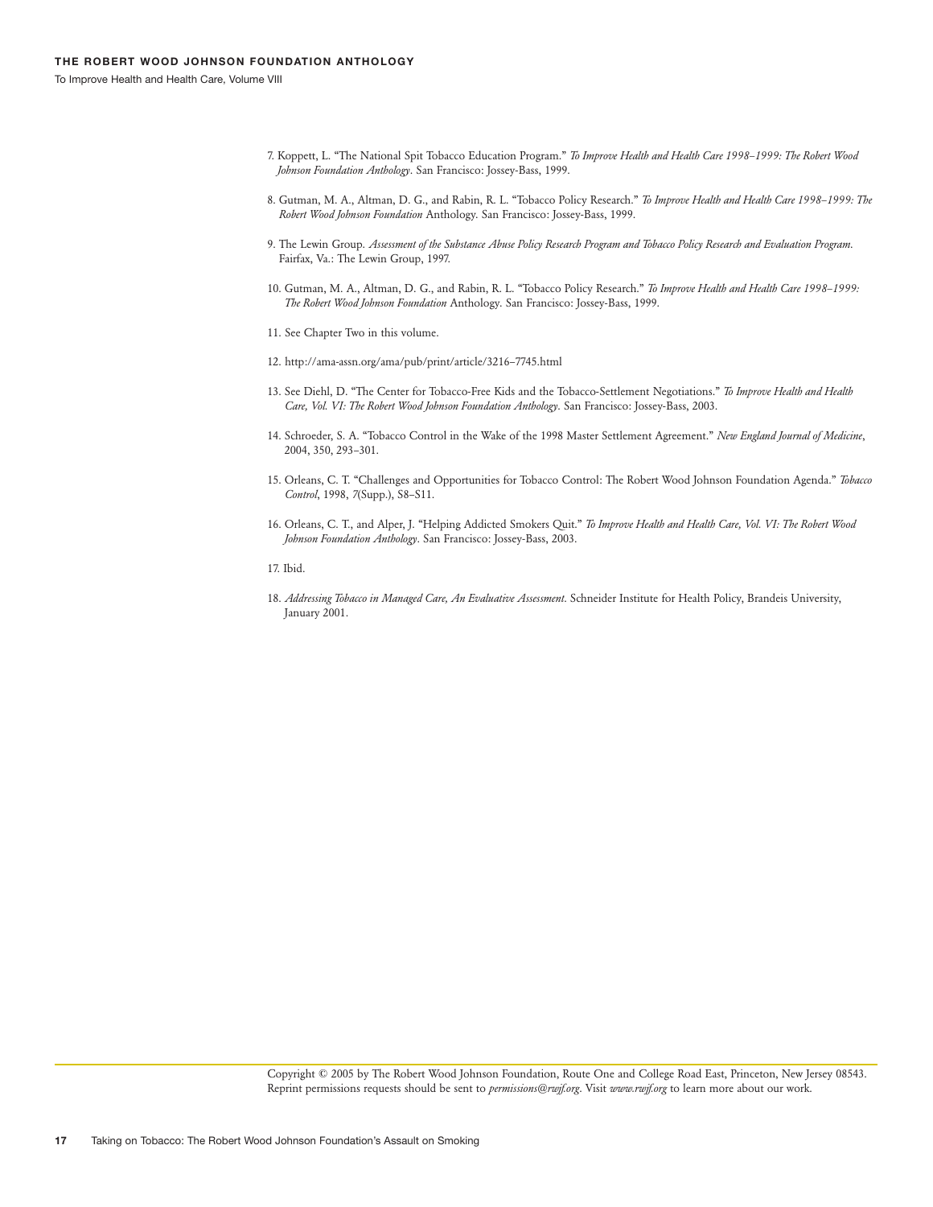7. Koppett, L. "The National Spit Tobacco Education Program." *To Improve Health and Health Care 1998–1999: The Robert Wood Johnson Foundation Anthology*. San Francisco: Jossey-Bass, 1999.

8. Gutman, M. A., Altman, D. G., and Rabin, R. L. "Tobacco Policy Research." *To Improve Health and Health Care 1998–1999: The Robert Wood Johnson Foundation* Anthology. San Francisco: Jossey-Bass, 1999.

9. The Lewin Group. *Assessment of the Substance Abuse Policy Research Program and Tobacco Policy Research and Evaluation Program*. Fairfax, Va.: The Lewin Group, 1997.

10. Gutman, M. A., Altman, D. G., and Rabin, R. L. "Tobacco Policy Research." *To Improve Health and Health Care 1998–1999: The Robert Wood Johnson Foundation* Anthology. San Francisco: Jossey-Bass, 1999.

11. See Chapter Two in this volume.

12. http://ama-assn.org/ama/pub/print/article/3216–7745.html

13. See Diehl, D. "The Center for Tobacco-Free Kids and the Tobacco-Settlement Negotiations." *To Improve Health and Health Care, Vol. VI: The Robert Wood Johnson Foundation Anthology*. San Francisco: Jossey-Bass, 2003.

14. Schroeder, S. A. "Tobacco Control in the Wake of the 1998 Master Settlement Agreement." *New England Journal of Medicine*, 2004, 350, 293–301.

15. Orleans, C. T. "Challenges and Opportunities for Tobacco Control: The Robert Wood Johnson Foundation Agenda." *Tobacco Control*, 1998, *7*(Supp.), S8–S11.

16. Orleans, C. T., and Alper, J. "Helping Addicted Smokers Quit." *To Improve Health and Health Care, Vol. VI: The Robert Wood Johnson Foundation Anthology*. San Francisco: Jossey-Bass, 2003.

17. Ibid.

18. *Addressing Tobacco in Managed Care, An Evaluative Assessment*. Schneider Institute for Health Policy, Brandeis University, January 2001.

Copyright © 2005 by The Robert Wood Johnson Foundation, Route One and College Road East, Princeton, New Jersey 08543. Reprint permissions requests should be sent to *permissions@rwjf.org*. Visit *www.rwjf.org* to learn more about our work.